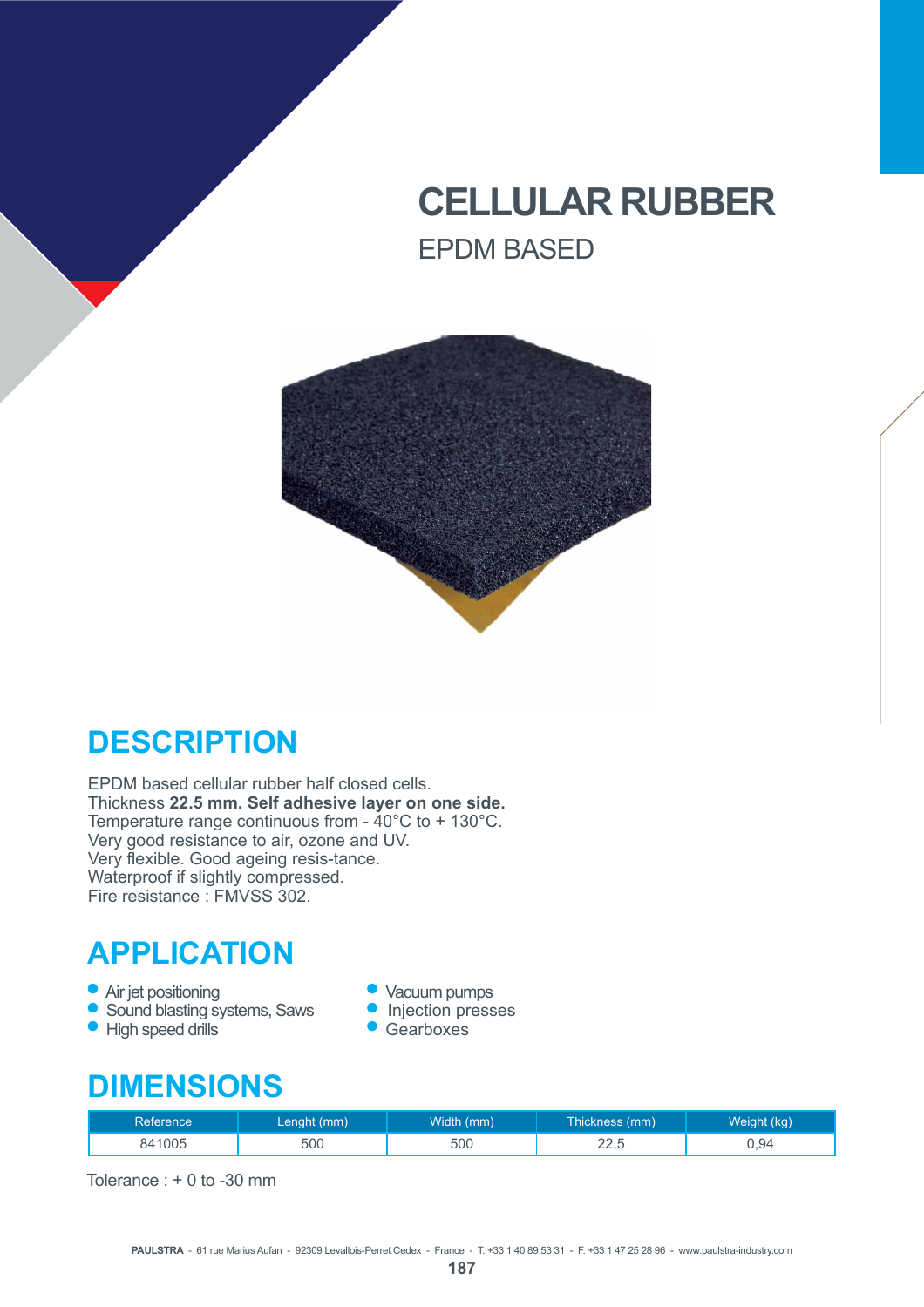# CELLULAR RUBBER

## EPDM BASED

## DESCRIPTION

EPDM based cellular rubber half closed cells.
Thickness **22.5 mm. Self adhesive layer on one side.**
Temperature range continuous from - 40°C to + 130°C.
Very good resistance to air, ozone and UV.
Very flexible. Good ageing resis-tance.
Waterproof if slightly compressed.
Fire resistance : FMVSS 302.

## APPLICATION

- Air jet positioning
- Sound blasting systems, Saws
- High speed drills
- Vacuum pumps
- Injection presses
- Gearboxes

## DIMENSIONS

| Reference | Lenght (mm) | Width (mm) | Thickness (mm) | Weight (kg) |
|---|---|---|---|---|
| 841005 | 500 | 500 | 22,5 | 0,94 |

Tolerance : + 0 to -30 mm

**PAULSTRA** - 61 rue Marius Aufan - 92309 Levallois-Perret Cedex - France - T. +33 1 40 89 53 31 - F. +33 1 47 25 28 96 - www.paulstra-industry.com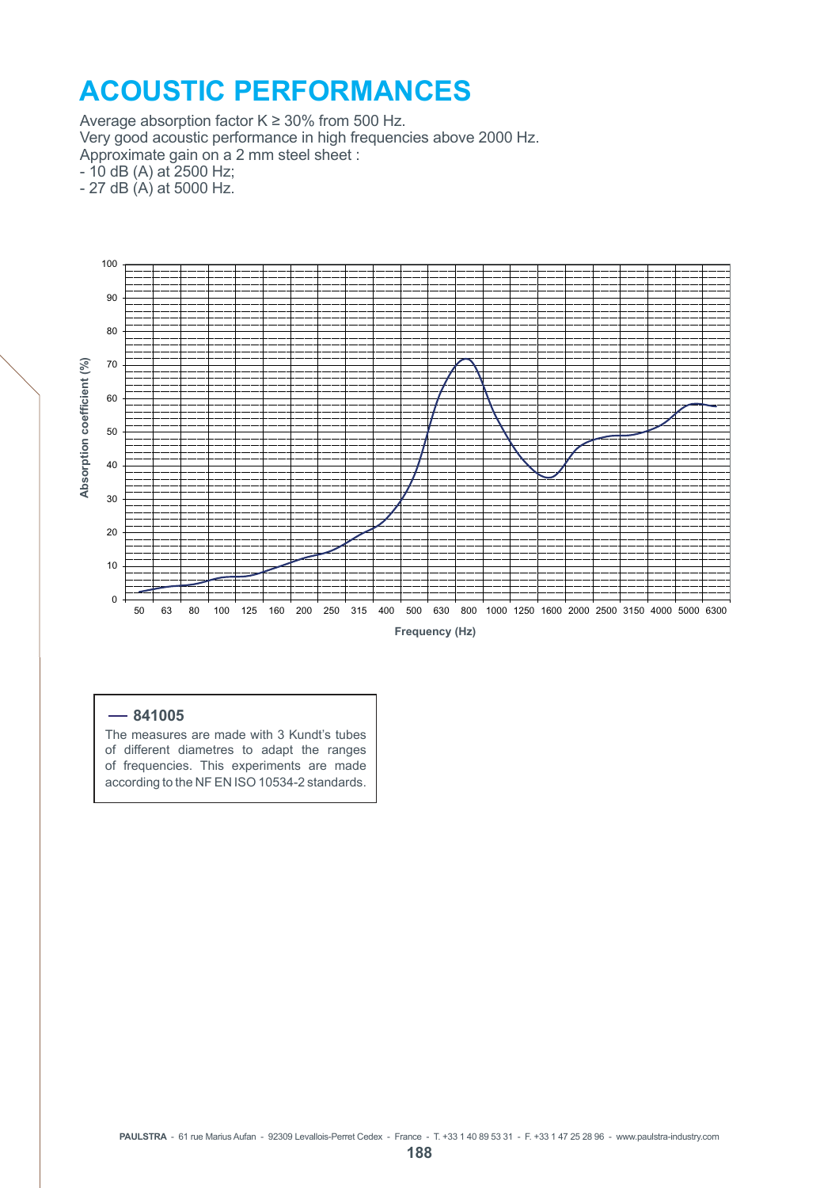# ACOUSTIC PERFORMANCES

Average absorption factor K ≥ 30% from 500 Hz.
Very good acoustic performance in high frequencies above 2000 Hz.
Approximate gain on a 2 mm steel sheet :
- 10 dB (A) at 2500 Hz;
- 27 dB (A) at 5000 Hz.

Absorption coefficient (%)

100
90
80
70
60
50
40
30
20
10
0

50 63 80 100 125 160 200 250 315 400 500 630 800 1000 1250 1600 2000 2500 3150 4000 5000 6300

Frequency (Hz)

**— 841005**

The measures are made with 3 Kundt's tubes of different diametres to adapt the ranges of frequencies. This experiments are made according to the NF EN ISO 10534-2 standards.

**PAULSTRA** - 61 rue Marius Aufan - 92309 Levallois-Perret Cedex - France - T. +33 1 40 89 53 31 - F. +33 1 47 25 28 96 - www.paulstra-industry.com